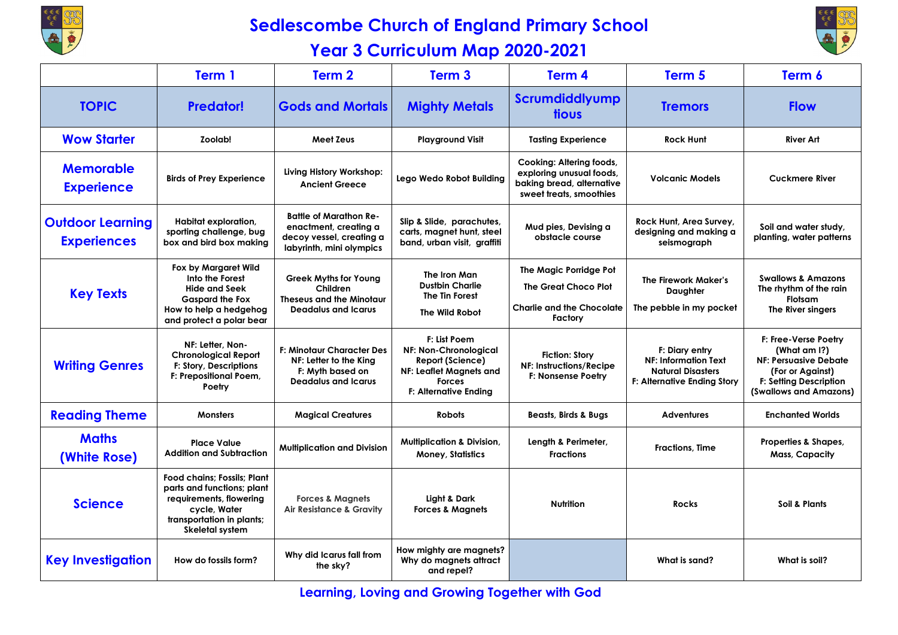# Sedlescombe Church of England Primary School

## Year 3 Curriculum Map 2020-2021

| | Term 1 | Term 2 | Term 3 | Term 4 | Term 5 | Term 6 |
|---|---|---|---|---|---|---|
| **TOPIC** | **Predator!** | **Gods and Mortals** | **Mighty Metals** | **Scrumdiddlyump tious** | **Tremors** | **Flow** |
| **Wow Starter** | Zoolab! | Meet Zeus | Playground Visit | Tasting Experience | Rock Hunt | River Art |
| **Memorable Experience** | Birds of Prey Experience | Living History Workshop: Ancient Greece | Lego Wedo Robot Building | Cooking: Altering foods, exploring unusual foods, baking bread, alternative sweet treats, smoothies | Volcanic Models | Cuckmere River |
| **Outdoor Learning Experiences** | Habitat exploration, sporting challenge, bug box and bird box making | Battle of Marathon Re-enactment, creating a decoy vessel, creating a labyrinth, mini olympics | Slip & Slide, parachutes, carts, magnet hunt, steel band, urban visit, graffiti | Mud pies, Devising a obstacle course | Rock Hunt, Area Survey, designing and making a seismograph | Soil and water study, planting, water patterns |
| **Key Texts** | Fox by Margaret Wild<br>Into the Forest<br>Hide and Seek<br>Gaspard the Fox<br>How to help a hedgehog and protect a polar bear | Greek Myths for Young Children<br>Theseus and the Minotaur<br>Deadalus and Icarus | The Iron Man<br>Dustbin Charlie<br>The Tin Forest<br>The Wild Robot | The Magic Porridge Pot<br>The Great Choco Plot<br>Charlie and the Chocolate Factory | The Firework Maker's Daughter<br>The pebble in my pocket | Swallows & Amazons<br>The rhythm of the rain<br>Flotsam<br>The River singers |
| **Writing Genres** | NF: Letter, Non-Chronological Report<br>F: Story, Descriptions<br>F: Prepositional Poem, Poetry | F: Minotaur Character Des<br>NF: Letter to the King<br>F: Myth based on Deadalus and Icarus | F: List Poem<br>NF: Non-Chronological Report (Science)<br>NF: Leaflet Magnets and Forces<br>F: Alternative Ending | Fiction: Story<br>NF: Instructions/Recipe<br>F: Nonsense Poetry | F: Diary entry<br>NF: Information Text Natural Disasters<br>F: Alternative Ending Story | F: Free-Verse Poetry (What am I?)<br>NF: Persuasive Debate (For or Against)<br>F: Setting Description (Swallows and Amazons) |
| **Reading Theme** | Monsters | Magical Creatures | Robots | Beasts, Birds & Bugs | Adventures | Enchanted Worlds |
| **Maths (White Rose)** | Place Value<br>Addition and Subtraction | Multiplication and Division | Multiplication & Division, Money, Statistics | Length & Perimeter, Fractions | Fractions, Time | Properties & Shapes, Mass, Capacity |
| **Science** | Food chains; Fossils; Plant parts and functions; plant requirements, flowering cycle, Water transportation in plants; Skeletal system | Forces & Magnets<br>Air Resistance & Gravity | Light & Dark<br>Forces & Magnets | Nutrition | Rocks | Soil & Plants |
| **Key Investigation** | How do fossils form? | Why did Icarus fall from the sky? | How mighty are magnets? Why do magnets attract and repel? | | What is sand? | What is soil? |

**Learning, Loving and Growing Together with God**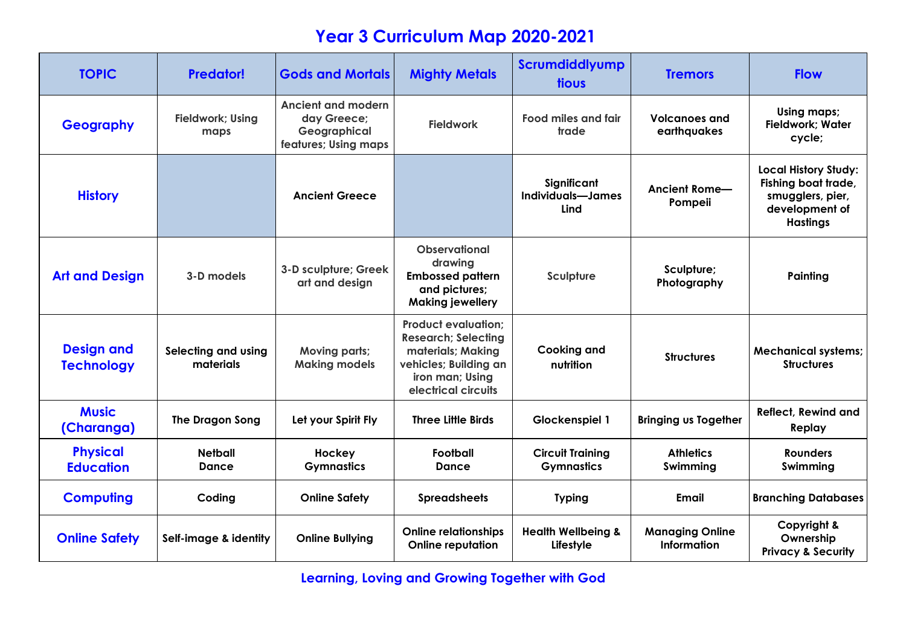# Year 3 Curriculum Map 2020-2021

| TOPIC | Predator! | Gods and Mortals | Mighty Metals | Scrumdiddlyumptious | Tremors | Flow |
|---|---|---|---|---|---|---|
| **Geography** | Fieldwork; Using maps | Ancient and modern day Greece; Geographical features; Using maps | Fieldwork | Food miles and fair trade | Volcanoes and earthquakes | Using maps; Fieldwork; Water cycle; |
| **History** | | Ancient Greece | | Significant Individuals—James Lind | Ancient Rome—Pompeii | Local History Study: Fishing boat trade, smugglers, pier, development of Hastings |
| **Art and Design** | 3-D models | 3-D sculpture; Greek art and design | Observational drawing Embossed pattern and pictures; Making jewellery | Sculpture | Sculpture; Photography | Painting |
| **Design and Technology** | Selecting and using materials | Moving parts; Making models | Product evaluation; Research; Selecting materials; Making vehicles; Building an iron man; Using electrical circuits | Cooking and nutrition | Structures | Mechanical systems; Structures |
| **Music (Charanga)** | The Dragon Song | Let your Spirit Fly | Three Little Birds | Glockenspiel 1 | Bringing us Together | Reflect, Rewind and Replay |
| **Physical Education** | Netball Dance | Hockey Gymnastics | Football Dance | Circuit Training Gymnastics | Athletics Swimming | Rounders Swimming |
| **Computing** | Coding | Online Safety | Spreadsheets | Typing | Email | Branching Databases |
| **Online Safety** | Self-image & identity | Online Bullying | Online relationships Online reputation | Health Wellbeing & Lifestyle | Managing Online Information | Copyright & Ownership Privacy & Security |

**Learning, Loving and Growing Together with God**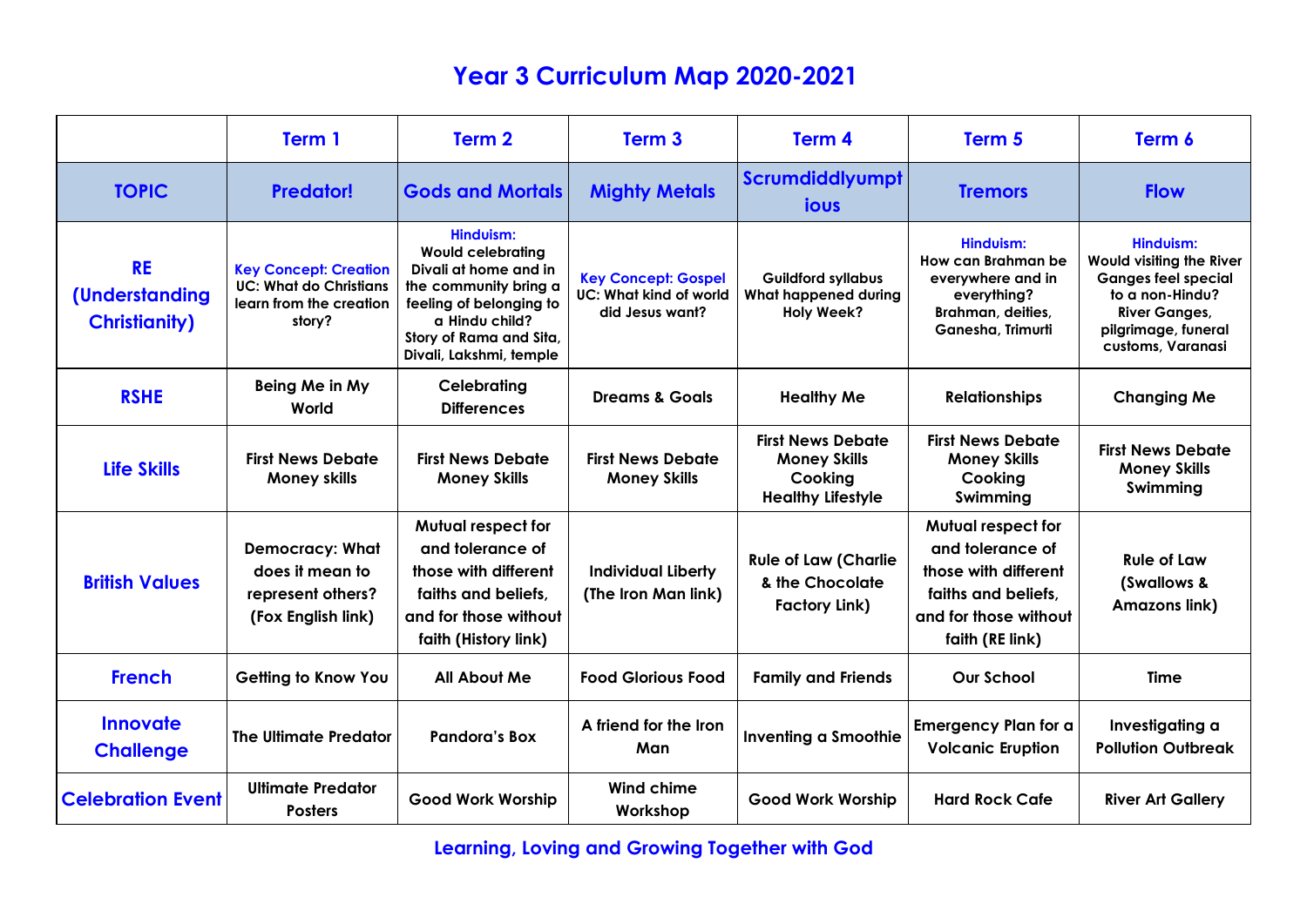# Year 3 Curriculum Map 2020-2021

| | Term 1 | Term 2 | Term 3 | Term 4 | Term 5 | Term 6 |
|---|---|---|---|---|---|---|
| **TOPIC** | **Predator!** | **Gods and Mortals** | **Mighty Metals** | **Scrumdiddlyumptious** | **Tremors** | **Flow** |
| **RE (Understanding Christianity)** | Key Concept: Creation UC: What do Christians learn from the creation story? | Hinduism: Would celebrating Divali at home and in the community bring a feeling of belonging to a Hindu child? Story of Rama and Sita, Divali, Lakshmi, temple | Key Concept: Gospel UC: What kind of world did Jesus want? | Guildford syllabus What happened during Holy Week? | Hinduism: How can Brahman be everywhere and in everything? Brahman, deities, Ganesha, Trimurti | Hinduism: Would visiting the River Ganges feel special to a non-Hindu? River Ganges, pilgrimage, funeral customs, Varanasi |
| **RSHE** | Being Me in My World | Celebrating Differences | Dreams & Goals | Healthy Me | Relationships | Changing Me |
| **Life Skills** | First News Debate Money skills | First News Debate Money Skills | First News Debate Money Skills | First News Debate Money Skills Cooking Healthy Lifestyle | First News Debate Money Skills Cooking Swimming | First News Debate Money Skills Swimming |
| **British Values** | Democracy: What does it mean to represent others? (Fox English link) | Mutual respect for and tolerance of those with different faiths and beliefs, and for those without faith (History link) | Individual Liberty (The Iron Man link) | Rule of Law (Charlie & the Chocolate Factory Link) | Mutual respect for and tolerance of those with different faiths and beliefs, and for those without faith (RE link) | Rule of Law (Swallows & Amazons link) |
| **French** | Getting to Know You | All About Me | Food Glorious Food | Family and Friends | Our School | Time |
| **Innovate Challenge** | The Ultimate Predator | Pandora's Box | A friend for the Iron Man | Inventing a Smoothie | Emergency Plan for a Volcanic Eruption | Investigating a Pollution Outbreak |
| **Celebration Event** | Ultimate Predator Posters | Good Work Worship | Wind chime Workshop | Good Work Worship | Hard Rock Cafe | River Art Gallery |

**Learning, Loving and Growing Together with God**